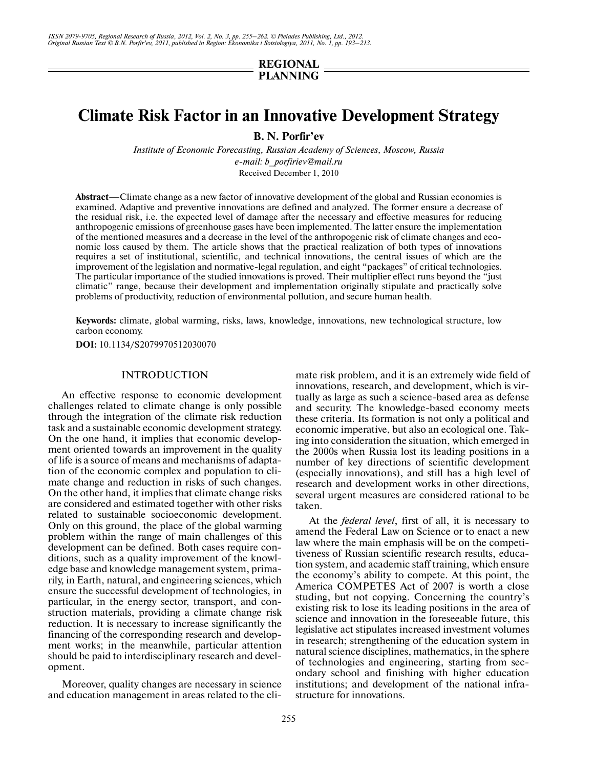REGIONAL PLANNING

# Climate Risk Factor in an Innovative Development Strategy

**B. N. Porfir'ev**

*Institute of Economic Forecasting, Russian Academy of Sciences, Moscow, Russia*
*e-mail: b_porfiriev@mail.ru*
Received December 1, 2010

**Abstract**—Climate change as a new factor of innovative development of the global and Russian economies is examined. Adaptive and preventive innovations are defined and analyzed. The former ensure a decrease of the residual risk, i.e. the expected level of damage after the necessary and effective measures for reducing anthropogenic emissions of greenhouse gases have been implemented. The latter ensure the implementation of the mentioned measures and a decrease in the level of the anthropogenic risk of climate changes and economic loss caused by them. The article shows that the practical realization of both types of innovations requires a set of institutional, scientific, and technical innovations, the central issues of which are the improvement of the legislation and normative-legal regulation, and eight "packages" of critical technologies. The particular importance of the studied innovations is proved. Their multiplier effect runs beyond the "just climatic" range, because their development and implementation originally stipulate and practically solve problems of productivity, reduction of environmental pollution, and secure human health.

**Keywords:** climate, global warming, risks, laws, knowledge, innovations, new technological structure, low carbon economy.

**DOI:** 10.1134/S2079970512030070

## INTRODUCTION

An effective response to economic development challenges related to climate change is only possible through the integration of the climate risk reduction task and a sustainable economic development strategy. On the one hand, it implies that economic development oriented towards an improvement in the quality of life is a source of means and mechanisms of adaptation of the economic complex and population to climate change and reduction in risks of such changes. On the other hand, it implies that climate change risks are considered and estimated together with other risks related to sustainable socioeconomic development. Only on this ground, the place of the global warming problem within the range of main challenges of this development can be defined. Both cases require conditions, such as a quality improvement of the knowledge base and knowledge management system, primarily, in Earth, natural, and engineering sciences, which ensure the successful development of technologies, in particular, in the energy sector, transport, and construction materials, providing a climate change risk reduction. It is necessary to increase significantly the financing of the corresponding research and development works; in the meanwhile, particular attention should be paid to interdisciplinary research and development.

Moreover, quality changes are necessary in science and education management in areas related to the climate risk problem, and it is an extremely wide field of innovations, research, and development, which is virtually as large as such a science-based area as defense and security. The knowledge-based economy meets these criteria. Its formation is not only a political and economic imperative, but also an ecological one. Taking into consideration the situation, which emerged in the 2000s when Russia lost its leading positions in a number of key directions of scientific development (especially innovations), and still has a high level of research and development works in other directions, several urgent measures are considered rational to be taken.

At the *federal level*, first of all, it is necessary to amend the Federal Law on Science or to enact a new law where the main emphasis will be on the competitiveness of Russian scientific research results, education system, and academic staff training, which ensure the economy's ability to compete. At this point, the America COMPETES Act of 2007 is worth a close studing, but not copying. Concerning the country's existing risk to lose its leading positions in the area of science and innovation in the foreseeable future, this legislative act stipulates increased investment volumes in research; strengthening of the education system in natural science disciplines, mathematics, in the sphere of technologies and engineering, starting from secondary school and finishing with higher education institutions; and development of the national infrastructure for innovations.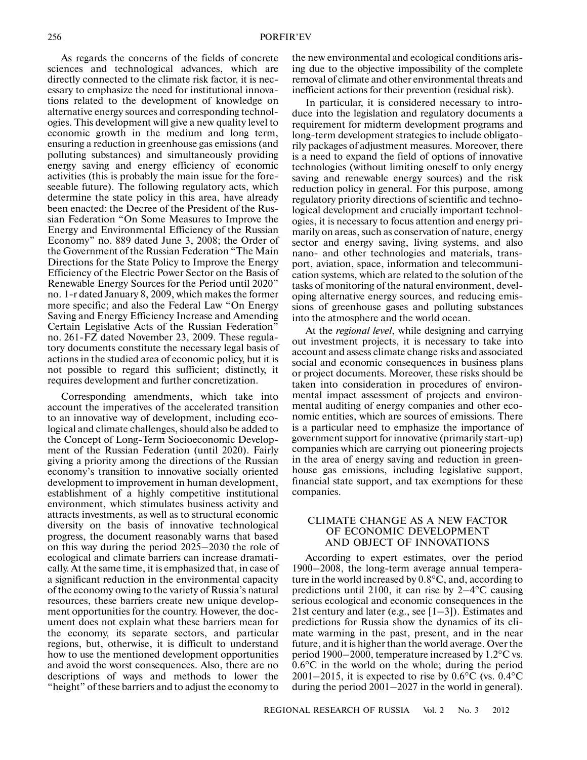As regards the concerns of the fields of concrete sciences and technological advances, which are directly connected to the climate risk factor, it is necessary to emphasize the need for institutional innovations related to the development of knowledge on alternative energy sources and corresponding technologies. This development will give a new quality level to economic growth in the medium and long term, ensuring a reduction in greenhouse gas emissions (and polluting substances) and simultaneously providing energy saving and energy efficiency of economic activities (this is probably the main issue for the foreseeable future). The following regulatory acts, which determine the state policy in this area, have already been enacted: the Decree of the President of the Russian Federation "On Some Measures to Improve the Energy and Environmental Efficiency of the Russian Economy" no. 889 dated June 3, 2008; the Order of the Government of the Russian Federation "The Main Directions for the State Policy to Improve the Energy Efficiency of the Electric Power Sector on the Basis of Renewable Energy Sources for the Period until 2020" no. 1-r dated January 8, 2009, which makes the former more specific; and also the Federal Law "On Energy Saving and Energy Efficiency Increase and Amending Certain Legislative Acts of the Russian Federation" no. 261-FZ dated November 23, 2009. These regulatory documents constitute the necessary legal basis of actions in the studied area of economic policy, but it is not possible to regard this sufficient; distinctly, it requires development and further concretization.

Corresponding amendments, which take into account the imperatives of the accelerated transition to an innovative way of development, including ecological and climate challenges, should also be added to the Concept of Long-Term Socioeconomic Development of the Russian Federation (until 2020). Fairly giving a priority among the directions of the Russian economy's transition to innovative socially oriented development to improvement in human development, establishment of a highly competitive institutional environment, which stimulates business activity and attracts investments, as well as to structural economic diversity on the basis of innovative technological progress, the document reasonably warns that based on this way during the period 2025–2030 the role of ecological and climate barriers can increase dramatically. At the same time, it is emphasized that, in case of a significant reduction in the environmental capacity of the economy owing to the variety of Russia's natural resources, these barriers create new unique development opportunities for the country. However, the document does not explain what these barriers mean for the economy, its separate sectors, and particular regions, but, otherwise, it is difficult to understand how to use the mentioned development opportunities and avoid the worst consequences. Also, there are no descriptions of ways and methods to lower the "height" of these barriers and to adjust the economy to the new environmental and ecological conditions arising due to the objective impossibility of the complete removal of climate and other environmental threats and inefficient actions for their prevention (residual risk).

In particular, it is considered necessary to introduce into the legislation and regulatory documents a requirement for midterm development programs and long-term development strategies to include obligatorily packages of adjustment measures. Moreover, there is a need to expand the field of options of innovative technologies (without limiting oneself to only energy saving and renewable energy sources) and the risk reduction policy in general. For this purpose, among regulatory priority directions of scientific and technological development and crucially important technologies, it is necessary to focus attention and energy primarily on areas, such as conservation of nature, energy sector and energy saving, living systems, and also nano- and other technologies and materials, transport, aviation, space, information and telecommunication systems, which are related to the solution of the tasks of monitoring of the natural environment, developing alternative energy sources, and reducing emissions of greenhouse gases and polluting substances into the atmosphere and the world ocean.

At the *regional level*, while designing and carrying out investment projects, it is necessary to take into account and assess climate change risks and associated social and economic consequences in business plans or project documents. Moreover, these risks should be taken into consideration in procedures of environmental impact assessment of projects and environmental auditing of energy companies and other economic entities, which are sources of emissions. There is a particular need to emphasize the importance of government support for innovative (primarily start-up) companies which are carrying out pioneering projects in the area of energy saving and reduction in greenhouse gas emissions, including legislative support, financial state support, and tax exemptions for these companies.

## CLIMATE CHANGE AS A NEW FACTOR OF ECONOMIC DEVELOPMENT AND OBJECT OF INNOVATIONS

According to expert estimates, over the period 1900–2008, the long-term average annual temperature in the world increased by 0.8°C, and, according to predictions until 2100, it can rise by 2–4°C causing serious ecological and economic consequences in the 21st century and later (e.g., see [1–3]). Estimates and predictions for Russia show the dynamics of its climate warming in the past, present, and in the near future, and it is higher than the world average. Over the period 1900–2000, temperature increased by 1.2°C vs. 0.6°C in the world on the whole; during the period 2001–2015, it is expected to rise by 0.6°C (vs. 0.4°C during the period 2001–2027 in the world in general).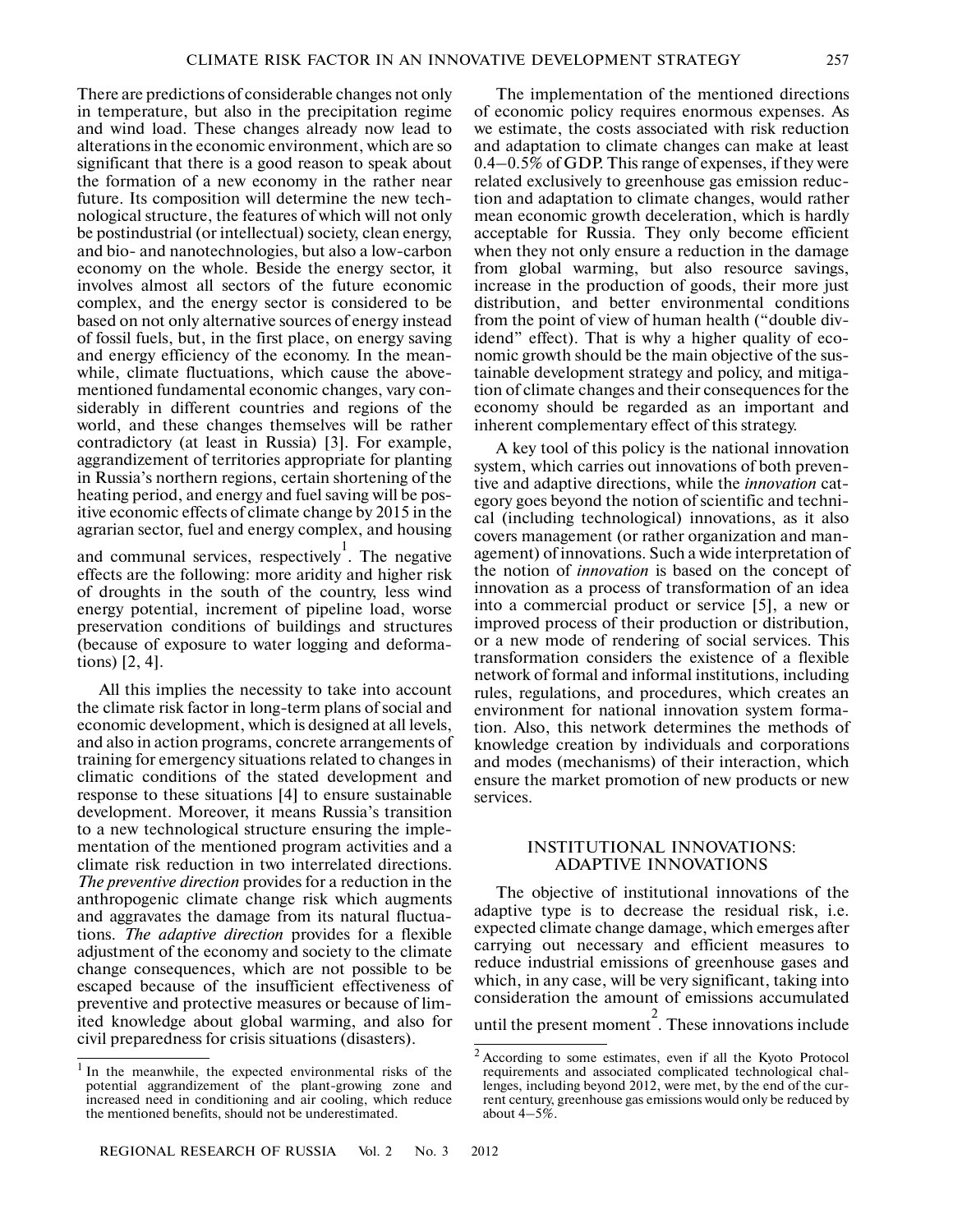There are predictions of considerable changes not only in temperature, but also in the precipitation regime and wind load. These changes already now lead to alterations in the economic environment, which are so significant that there is a good reason to speak about the formation of a new economy in the rather near future. Its composition will determine the new technological structure, the features of which will not only be postindustrial (or intellectual) society, clean energy, and bio- and nanotechnologies, but also a low-carbon economy on the whole. Beside the energy sector, it involves almost all sectors of the future economic complex, and the energy sector is considered to be based on not only alternative sources of energy instead of fossil fuels, but, in the first place, on energy saving and energy efficiency of the economy. In the meanwhile, climate fluctuations, which cause the above-mentioned fundamental economic changes, vary considerably in different countries and regions of the world, and these changes themselves will be rather contradictory (at least in Russia) [3]. For example, aggrandizement of territories appropriate for planting in Russia's northern regions, certain shortening of the heating period, and energy and fuel saving will be positive economic effects of climate change by 2015 in the agrarian sector, fuel and energy complex, and housing and communal services, respectively[1]. The negative effects are the following: more aridity and higher risk of droughts in the south of the country, less wind energy potential, increment of pipeline load, worse preservation conditions of buildings and structures (because of exposure to water logging and deformations) [2, 4].

All this implies the necessity to take into account the climate risk factor in long-term plans of social and economic development, which is designed at all levels, and also in action programs, concrete arrangements of training for emergency situations related to changes in climatic conditions of the stated development and response to these situations [4] to ensure sustainable development. Moreover, it means Russia's transition to a new technological structure ensuring the implementation of the mentioned program activities and a climate risk reduction in two interrelated directions. *The preventive direction* provides for a reduction in the anthropogenic climate change risk which augments and aggravates the damage from its natural fluctuations. *The adaptive direction* provides for a flexible adjustment of the economy and society to the climate change consequences, which are not possible to be escaped because of the insufficient effectiveness of preventive and protective measures or because of limited knowledge about global warming, and also for civil preparedness for crisis situations (disasters).

The implementation of the mentioned directions of economic policy requires enormous expenses. As we estimate, the costs associated with risk reduction and adaptation to climate changes can make at least 0.4–0.5% of GDP. This range of expenses, if they were related exclusively to greenhouse gas emission reduction and adaptation to climate changes, would rather mean economic growth deceleration, which is hardly acceptable for Russia. They only become efficient when they not only ensure a reduction in the damage from global warming, but also resource savings, increase in the production of goods, their more just distribution, and better environmental conditions from the point of view of human health ("double dividend" effect). That is why a higher quality of economic growth should be the main objective of the sustainable development strategy and policy, and mitigation of climate changes and their consequences for the economy should be regarded as an important and inherent complementary effect of this strategy.

A key tool of this policy is the national innovation system, which carries out innovations of both preventive and adaptive directions, while the *innovation* category goes beyond the notion of scientific and technical (including technological) innovations, as it also covers management (or rather organization and management) of innovations. Such a wide interpretation of the notion of *innovation* is based on the concept of innovation as a process of transformation of an idea into a commercial product or service [5], a new or improved process of their production or distribution, or a new mode of rendering of social services. This transformation considers the existence of a flexible network of formal and informal institutions, including rules, regulations, and procedures, which creates an environment for national innovation system formation. Also, this network determines the methods of knowledge creation by individuals and corporations and modes (mechanisms) of their interaction, which ensure the market promotion of new products or new services.

## INSTITUTIONAL INNOVATIONS: ADAPTIVE INNOVATIONS

The objective of institutional innovations of the adaptive type is to decrease the residual risk, i.e. expected climate change damage, which emerges after carrying out necessary and efficient measures to reduce industrial emissions of greenhouse gases and which, in any case, will be very significant, taking into consideration the amount of emissions accumulated until the present moment[2]. These innovations include

[1] In the meanwhile, the expected environmental risks of the potential aggrandizement of the plant-growing zone and increased need in conditioning and air cooling, which reduce the mentioned benefits, should not be underestimated.

[2] According to some estimates, even if all the Kyoto Protocol requirements and associated complicated technological challenges, including beyond 2012, were met, by the end of the current century, greenhouse gas emissions would only be reduced by about 4–5%.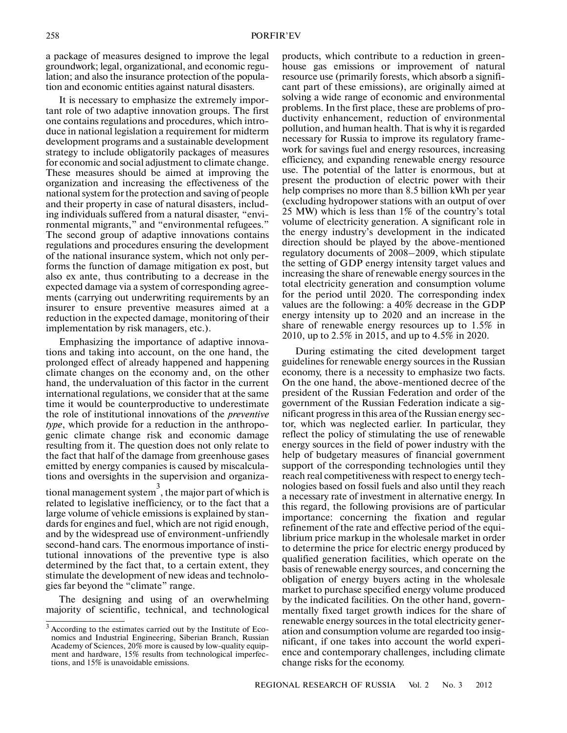a package of measures designed to improve the legal groundwork; legal, organizational, and economic regulation; and also the insurance protection of the population and economic entities against natural disasters.

It is necessary to emphasize the extremely important role of two adaptive innovation groups. The first one contains regulations and procedures, which introduce in national legislation a requirement for midterm development programs and a sustainable development strategy to include obligatorily packages of measures for economic and social adjustment to climate change. These measures should be aimed at improving the organization and increasing the effectiveness of the national system for the protection and saving of people and their property in case of natural disasters, including individuals suffered from a natural disaster, "environmental migrants," and "environmental refugees." The second group of adaptive innovations contains regulations and procedures ensuring the development of the national insurance system, which not only performs the function of damage mitigation ex post, but also ex ante, thus contributing to a decrease in the expected damage via a system of corresponding agreements (carrying out underwriting requirements by an insurer to ensure preventive measures aimed at a reduction in the expected damage, monitoring of their implementation by risk managers, etc.).

Emphasizing the importance of adaptive innovations and taking into account, on the one hand, the prolonged effect of already happened and happening climate changes on the economy and, on the other hand, the undervaluation of this factor in the current international regulations, we consider that at the same time it would be counterproductive to underestimate the role of institutional innovations of the *preventive type*, which provide for a reduction in the anthropogenic climate change risk and economic damage resulting from it. The question does not only relate to the fact that half of the damage from greenhouse gases emitted by energy companies is caused by miscalculations and oversights in the supervision and organizational management system[3], the major part of which is related to legislative inefficiency, or to the fact that a large volume of vehicle emissions is explained by standards for engines and fuel, which are not rigid enough, and by the widespread use of environment-unfriendly second-hand cars. The enormous importance of institutional innovations of the preventive type is also determined by the fact that, to a certain extent, they stimulate the development of new ideas and technologies far beyond the "climate" range.

The designing and using of an overwhelming majority of scientific, technical, and technological products, which contribute to a reduction in greenhouse gas emissions or improvement of natural resource use (primarily forests, which absorb a significant part of these emissions), are originally aimed at solving a wide range of economic and environmental problems. In the first place, these are problems of productivity enhancement, reduction of environmental pollution, and human health. That is why it is regarded necessary for Russia to improve its regulatory framework for savings fuel and energy resources, increasing efficiency, and expanding renewable energy resource use. The potential of the latter is enormous, but at present the production of electric power with their help comprises no more than 8.5 billion kWh per year (excluding hydropower stations with an output of over 25 MW) which is less than 1% of the country's total volume of electricity generation. A significant role in the energy industry's development in the indicated direction should be played by the above-mentioned regulatory documents of 2008–2009, which stipulate the setting of GDP energy intensity target values and increasing the share of renewable energy sources in the total electricity generation and consumption volume for the period until 2020. The corresponding index values are the following: a 40% decrease in the GDP energy intensity up to 2020 and an increase in the share of renewable energy resources up to 1.5% in 2010, up to 2.5% in 2015, and up to 4.5% in 2020.

During estimating the cited development target guidelines for renewable energy sources in the Russian economy, there is a necessity to emphasize two facts. On the one hand, the above-mentioned decree of the president of the Russian Federation and order of the government of the Russian Federation indicate a significant progress in this area of the Russian energy sector, which was neglected earlier. In particular, they reflect the policy of stimulating the use of renewable energy sources in the field of power industry with the help of budgetary measures of financial government support of the corresponding technologies until they reach real competitiveness with respect to energy technologies based on fossil fuels and also until they reach a necessary rate of investment in alternative energy. In this regard, the following provisions are of particular importance: concerning the fixation and regular refinement of the rate and effective period of the equilibrium price markup in the wholesale market in order to determine the price for electric energy produced by qualified generation facilities, which operate on the basis of renewable energy sources, and concerning the obligation of energy buyers acting in the wholesale market to purchase specified energy volume produced by the indicated facilities. On the other hand, governmentally fixed target growth indices for the share of renewable energy sources in the total electricity generation and consumption volume are regarded too insignificant, if one takes into account the world experience and contemporary challenges, including climate change risks for the economy.

---

[3] According to the estimates carried out by the Institute of Economics and Industrial Engineering, Siberian Branch, Russian Academy of Sciences, 20% more is caused by low-quality equipment and hardware, 15% results from technological imperfections, and 15% is unavoidable emissions.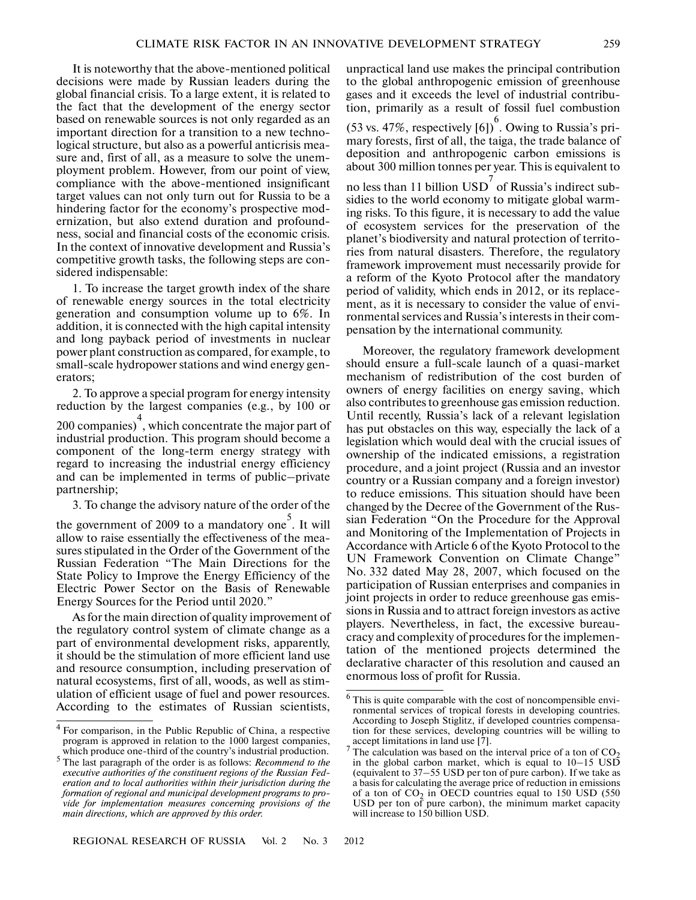It is noteworthy that the above-mentioned political decisions were made by Russian leaders during the global financial crisis. To a large extent, it is related to the fact that the development of the energy sector based on renewable sources is not only regarded as an important direction for a transition to a new technological structure, but also as a powerful anticrisis measure and, first of all, as a measure to solve the unemployment problem. However, from our point of view, compliance with the above-mentioned insignificant target values can not only turn out for Russia to be a hindering factor for the economy's prospective modernization, but also extend duration and profoundness, social and financial costs of the economic crisis. In the context of innovative development and Russia's competitive growth tasks, the following steps are considered indispensable:

1. To increase the target growth index of the share of renewable energy sources in the total electricity generation and consumption volume up to 6%. In addition, it is connected with the high capital intensity and long payback period of investments in nuclear power plant construction as compared, for example, to small-scale hydropower stations and wind energy generators;

2. To approve a special program for energy intensity reduction by the largest companies (e.g., by 100 or 200 companies)[4], which concentrate the major part of industrial production. This program should become a component of the long-term energy strategy with regard to increasing the industrial energy efficiency and can be implemented in terms of public–private partnership;

3. To change the advisory nature of the order of the the government of 2009 to a mandatory one[5]. It will allow to raise essentially the effectiveness of the measures stipulated in the Order of the Government of the Russian Federation "The Main Directions for the State Policy to Improve the Energy Efficiency of the Electric Power Sector on the Basis of Renewable Energy Sources for the Period until 2020."

As for the main direction of quality improvement of the regulatory control system of climate change as a part of environmental development risks, apparently, it should be the stimulation of more efficient land use and resource consumption, including preservation of natural ecosystems, first of all, woods, as well as stimulation of efficient usage of fuel and power resources. According to the estimates of Russian scientists, unpractical land use makes the principal contribution to the global anthropogenic emission of greenhouse gases and it exceeds the level of industrial contribution, primarily as a result of fossil fuel combustion (53 vs. 47%, respectively [6])[6]. Owing to Russia's primary forests, first of all, the taiga, the trade balance of deposition and anthropogenic carbon emissions is about 300 million tonnes per year. This is equivalent to no less than 11 billion USD[7] of Russia's indirect subsidies to the world economy to mitigate global warming risks. To this figure, it is necessary to add the value of ecosystem services for the preservation of the planet's biodiversity and natural protection of territories from natural disasters. Therefore, the regulatory framework improvement must necessarily provide for a reform of the Kyoto Protocol after the mandatory period of validity, which ends in 2012, or its replacement, as it is necessary to consider the value of environmental services and Russia's interests in their compensation by the international community.

Moreover, the regulatory framework development should ensure a full-scale launch of a quasi-market mechanism of redistribution of the cost burden of owners of energy facilities on energy saving, which also contributes to greenhouse gas emission reduction. Until recently, Russia's lack of a relevant legislation has put obstacles on this way, especially the lack of a legislation which would deal with the crucial issues of ownership of the indicated emissions, a registration procedure, and a joint project (Russia and an investor country or a Russian company and a foreign investor) to reduce emissions. This situation should have been changed by the Decree of the Government of the Russian Federation "On the Procedure for the Approval and Monitoring of the Implementation of Projects in Accordance with Article 6 of the Kyoto Protocol to the UN Framework Convention on Climate Change" No. 332 dated May 28, 2007, which focused on the participation of Russian enterprises and companies in joint projects in order to reduce greenhouse gas emissions in Russia and to attract foreign investors as active players. Nevertheless, in fact, the excessive bureaucracy and complexity of procedures for the implementation of the mentioned projects determined the declarative character of this resolution and caused an enormous loss of profit for Russia.

---

[4] For comparison, in the Public Republic of China, a respective program is approved in relation to the 1000 largest companies, which produce one-third of the country's industrial production.

[5] The last paragraph of the order is as follows: *Recommend to the executive authorities of the constituent regions of the Russian Federation and to local authorities within their jurisdiction during the formation of regional and municipal development programs to provide for implementation measures concerning provisions of the main directions, which are approved by this order.*

[6] This is quite comparable with the cost of noncompensible environmental services of tropical forests in developing countries. According to Joseph Stiglitz, if developed countries compensation for these services, developing countries will be willing to accept limitations in land use [7].

[7] The calculation was based on the interval price of a ton of $CO_2$ in the global carbon market, which is equal to 10–15 USD (equivalent to 37–55 USD per ton of pure carbon). If we take as a basis for calculating the average price of reduction in emissions of a ton of $CO_2$ in OECD countries equal to 150 USD (550 USD per ton of pure carbon), the minimum market capacity will increase to 150 billion USD.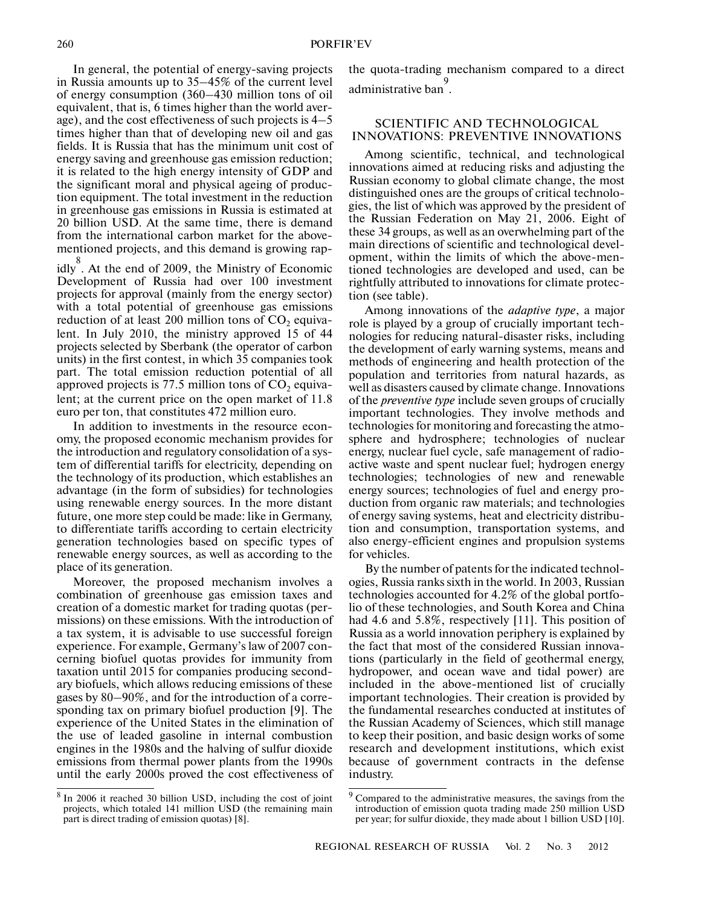In general, the potential of energy-saving projects in Russia amounts up to 35–45% of the current level of energy consumption (360–430 million tons of oil equivalent, that is, 6 times higher than the world average), and the cost effectiveness of such projects is 4–5 times higher than that of developing new oil and gas fields. It is Russia that has the minimum unit cost of energy saving and greenhouse gas emission reduction; it is related to the high energy intensity of GDP and the significant moral and physical ageing of production equipment. The total investment in the reduction in greenhouse gas emissions in Russia is estimated at 20 billion USD. At the same time, there is demand from the international carbon market for the above-mentioned projects, and this demand is growing rapidly[8]. At the end of 2009, the Ministry of Economic Development of Russia had over 100 investment projects for approval (mainly from the energy sector) with a total potential of greenhouse gas emissions reduction of at least 200 million tons of $CO_2$ equivalent. In July 2010, the ministry approved 15 of 44 projects selected by Sberbank (the operator of carbon units) in the first contest, in which 35 companies took part. The total emission reduction potential of all approved projects is 77.5 million tons of $CO_2$ equivalent; at the current price on the open market of 11.8 euro per ton, that constitutes 472 million euro.

In addition to investments in the resource economy, the proposed economic mechanism provides for the introduction and regulatory consolidation of a system of differential tariffs for electricity, depending on the technology of its production, which establishes an advantage (in the form of subsidies) for technologies using renewable energy sources. In the more distant future, one more step could be made: like in Germany, to differentiate tariffs according to certain electricity generation technologies based on specific types of renewable energy sources, as well as according to the place of its generation.

Moreover, the proposed mechanism involves a combination of greenhouse gas emission taxes and creation of a domestic market for trading quotas (permissions) on these emissions. With the introduction of a tax system, it is advisable to use successful foreign experience. For example, Germany's law of 2007 concerning biofuel quotas provides for immunity from taxation until 2015 for companies producing secondary biofuels, which allows reducing emissions of these gases by 80–90%, and for the introduction of a corresponding tax on primary biofuel production [9]. The experience of the United States in the elimination of the use of leaded gasoline in internal combustion engines in the 1980s and the halving of sulfur dioxide emissions from thermal power plants from the 1990s until the early 2000s proved the cost effectiveness of the quota-trading mechanism compared to a direct administrative ban[9].

## SCIENTIFIC AND TECHNOLOGICAL INNOVATIONS: PREVENTIVE INNOVATIONS

Among scientific, technical, and technological innovations aimed at reducing risks and adjusting the Russian economy to global climate change, the most distinguished ones are the groups of critical technologies, the list of which was approved by the president of the Russian Federation on May 21, 2006. Eight of these 34 groups, as well as an overwhelming part of the main directions of scientific and technological development, within the limits of which the above-mentioned technologies are developed and used, can be rightfully attributed to innovations for climate protection (see table).

Among innovations of the *adaptive type*, a major role is played by a group of crucially important technologies for reducing natural-disaster risks, including the development of early warning systems, means and methods of engineering and health protection of the population and territories from natural hazards, as well as disasters caused by climate change. Innovations of the *preventive type* include seven groups of crucially important technologies. They involve methods and technologies for monitoring and forecasting the atmosphere and hydrosphere; technologies of nuclear energy, nuclear fuel cycle, safe management of radioactive waste and spent nuclear fuel; hydrogen energy technologies; technologies of new and renewable energy sources; technologies of fuel and energy production from organic raw materials; and technologies of energy saving systems, heat and electricity distribution and consumption, transportation systems, and also energy-efficient engines and propulsion systems for vehicles.

By the number of patents for the indicated technologies, Russia ranks sixth in the world. In 2003, Russian technologies accounted for 4.2% of the global portfolio of these technologies, and South Korea and China had 4.6 and 5.8%, respectively [11]. This position of Russia as a world innovation periphery is explained by the fact that most of the considered Russian innovations (particularly in the field of geothermal energy, hydropower, and ocean wave and tidal power) are included in the above-mentioned list of crucially important technologies. Their creation is provided by the fundamental researches conducted at institutes of the Russian Academy of Sciences, which still manage to keep their position, and basic design works of some research and development institutions, which exist because of government contracts in the defense industry.

---

[8] In 2006 it reached 30 billion USD, including the cost of joint projects, which totaled 141 million USD (the remaining main part is direct trading of emission quotas) [8].

[9] Compared to the administrative measures, the savings from the introduction of emission quota trading made 250 million USD per year; for sulfur dioxide, they made about 1 billion USD [10].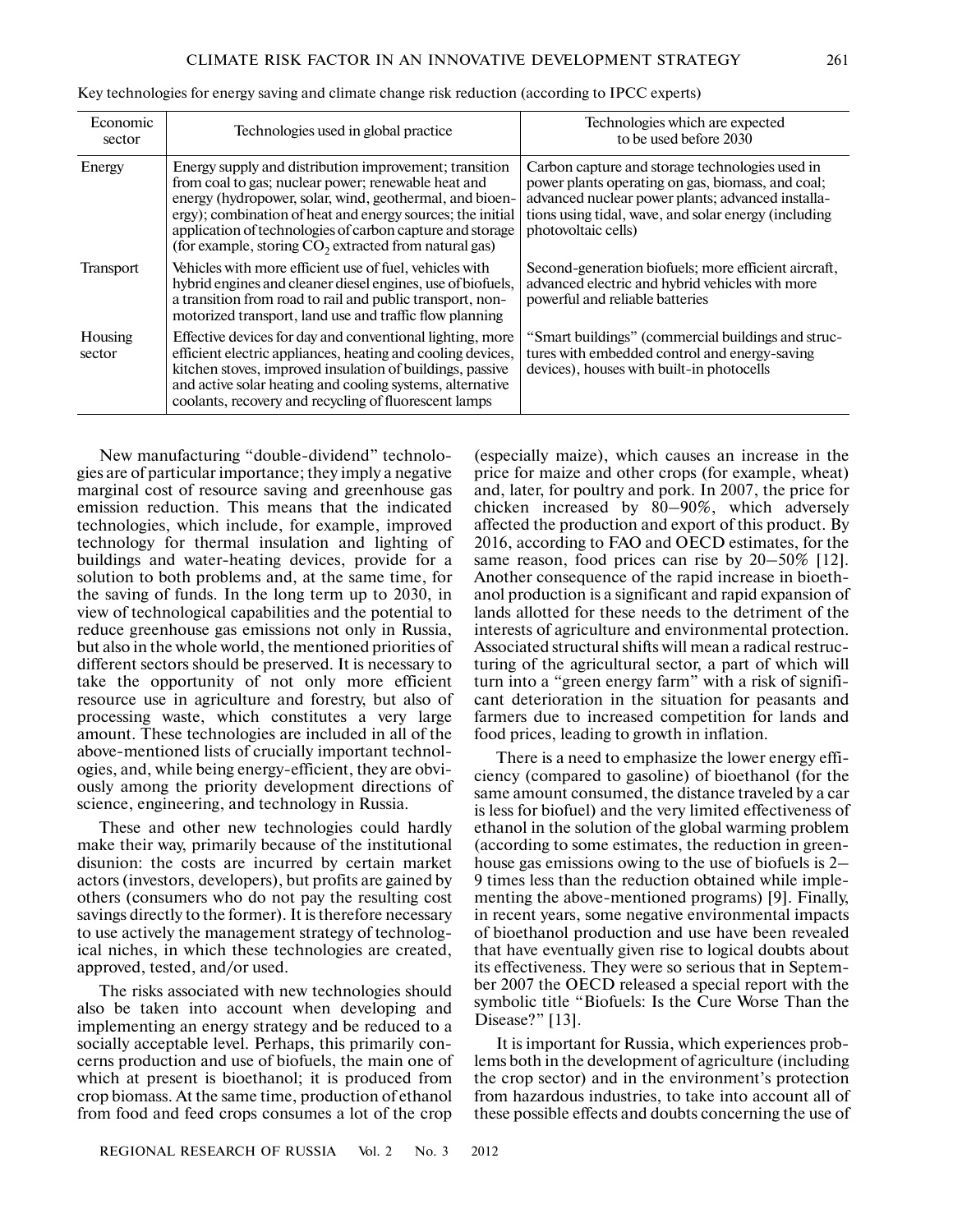Key technologies for energy saving and climate change risk reduction (according to IPCC experts)

| Economic sector | Technologies used in global practice | Technologies which are expected to be used before 2030 |
|---|---|---|
| Energy | Energy supply and distribution improvement; transition from coal to gas; nuclear power; renewable heat and energy (hydropower, solar, wind, geothermal, and bioenergy); combination of heat and energy sources; the initial application of technologies of carbon capture and storage (for example, storing $CO_2$ extracted from natural gas) | Carbon capture and storage technologies used in power plants operating on gas, biomass, and coal; advanced nuclear power plants; advanced installations using tidal, wave, and solar energy (including photovoltaic cells) |
| Transport | Vehicles with more efficient use of fuel, vehicles with hybrid engines and cleaner diesel engines, use of biofuels, a transition from road to rail and public transport, non-motorized transport, land use and traffic flow planning | Second-generation biofuels; more efficient aircraft, advanced electric and hybrid vehicles with more powerful and reliable batteries |
| Housing sector | Effective devices for day and conventional lighting, more efficient electric appliances, heating and cooling devices, kitchen stoves, improved insulation of buildings, passive and active solar heating and cooling systems, alternative coolants, recovery and recycling of fluorescent lamps | "Smart buildings" (commercial buildings and structures with embedded control and energy-saving devices), houses with built-in photocells |

New manufacturing "double-dividend" technologies are of particular importance; they imply a negative marginal cost of resource saving and greenhouse gas emission reduction. This means that the indicated technologies, which include, for example, improved technology for thermal insulation and lighting of buildings and water-heating devices, provide for a solution to both problems and, at the same time, for the saving of funds. In the long term up to 2030, in view of technological capabilities and the potential to reduce greenhouse gas emissions not only in Russia, but also in the whole world, the mentioned priorities of different sectors should be preserved. It is necessary to take the opportunity of not only more efficient resource use in agriculture and forestry, but also of processing waste, which constitutes a very large amount. These technologies are included in all of the above-mentioned lists of crucially important technologies, and, while being energy-efficient, they are obviously among the priority development directions of science, engineering, and technology in Russia.

These and other new technologies could hardly make their way, primarily because of the institutional disunion: the costs are incurred by certain market actors (investors, developers), but profits are gained by others (consumers who do not pay the resulting cost savings directly to the former). It is therefore necessary to use actively the management strategy of technological niches, in which these technologies are created, approved, tested, and/or used.

The risks associated with new technologies should also be taken into account when developing and implementing an energy strategy and be reduced to a socially acceptable level. Perhaps, this primarily concerns production and use of biofuels, the main one of which at present is bioethanol; it is produced from crop biomass. At the same time, production of ethanol from food and feed crops consumes a lot of the crop (especially maize), which causes an increase in the price for maize and other crops (for example, wheat) and, later, for poultry and pork. In 2007, the price for chicken increased by 80–90%, which adversely affected the production and export of this product. By 2016, according to FAO and OECD estimates, for the same reason, food prices can rise by 20–50% [12]. Another consequence of the rapid increase in bioethanol production is a significant and rapid expansion of lands allotted for these needs to the detriment of the interests of agriculture and environmental protection. Associated structural shifts will mean a radical restructuring of the agricultural sector, a part of which will turn into a "green energy farm" with a risk of significant deterioration in the situation for peasants and farmers due to increased competition for lands and food prices, leading to growth in inflation.

There is a need to emphasize the lower energy efficiency (compared to gasoline) of bioethanol (for the same amount consumed, the distance traveled by a car is less for biofuel) and the very limited effectiveness of ethanol in the solution of the global warming problem (according to some estimates, the reduction in greenhouse gas emissions owing to the use of biofuels is 2–9 times less than the reduction obtained while implementing the above-mentioned programs) [9]. Finally, in recent years, some negative environmental impacts of bioethanol production and use have been revealed that have eventually given rise to logical doubts about its effectiveness. They were so serious that in September 2007 the OECD released a special report with the symbolic title "Biofuels: Is the Cure Worse Than the Disease?" [13].

It is important for Russia, which experiences problems both in the development of agriculture (including the crop sector) and in the environment's protection from hazardous industries, to take into account all of these possible effects and doubts concerning the use of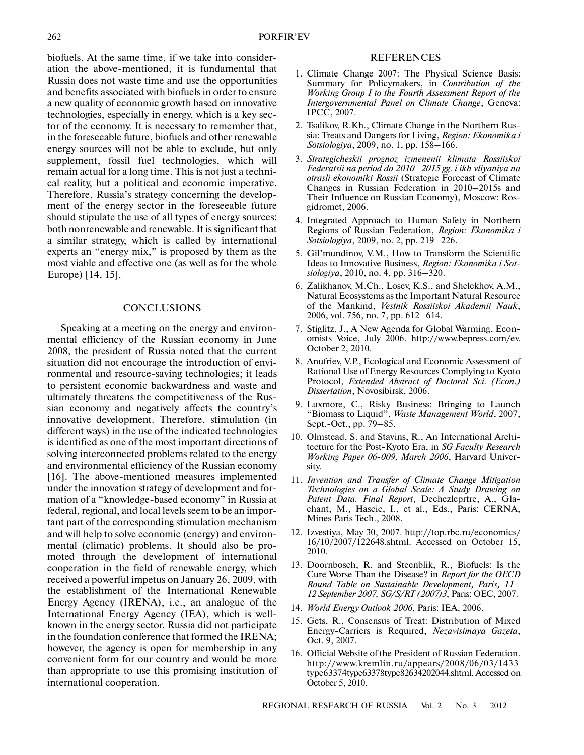biofuels. At the same time, if we take into consideration the above-mentioned, it is fundamental that Russia does not waste time and use the opportunities and benefits associated with biofuels in order to ensure a new quality of economic growth based on innovative technologies, especially in energy, which is a key sector of the economy. It is necessary to remember that, in the foreseeable future, biofuels and other renewable energy sources will not be able to exclude, but only supplement, fossil fuel technologies, which will remain actual for a long time. This is not just a technical reality, but a political and economic imperative. Therefore, Russia's strategy concerning the development of the energy sector in the foreseeable future should stipulate the use of all types of energy sources: both nonrenewable and renewable. It is significant that a similar strategy, which is called by international experts an "energy mix," is proposed by them as the most viable and effective one (as well as for the whole Europe) [14, 15].

## CONCLUSIONS

Speaking at a meeting on the energy and environmental efficiency of the Russian economy in June 2008, the president of Russia noted that the current situation did not encourage the introduction of environmental and resource-saving technologies; it leads to persistent economic backwardness and waste and ultimately threatens the competitiveness of the Russian economy and negatively affects the country's innovative development. Therefore, stimulation (in different ways) in the use of the indicated technologies is identified as one of the most important directions of solving interconnected problems related to the energy and environmental efficiency of the Russian economy [16]. The above-mentioned measures implemented under the innovation strategy of development and formation of a "knowledge-based economy" in Russia at federal, regional, and local levels seem to be an important part of the corresponding stimulation mechanism and will help to solve economic (energy) and environmental (climatic) problems. It should also be promoted through the development of international cooperation in the field of renewable energy, which received a powerful impetus on January 26, 2009, with the establishment of the International Renewable Energy Agency (IRENA), i.e., an analogue of the International Energy Agency (IEA), which is well-known in the energy sector. Russia did not participate in the foundation conference that formed the IRENA; however, the agency is open for membership in any convenient form for our country and would be more than appropriate to use this promising institution of international cooperation.

## REFERENCES

1. Climate Change 2007: The Physical Science Basis: Summary for Policymakers, in *Contribution of the Working Group I to the Fourth Assessment Report of the Intergovernmental Panel on Climate Change*, Geneva: IPCC, 2007.
2. Tsalikov, R.Kh., Climate Change in the Northern Russia: Treats and Dangers for Living, *Region: Ekonomika i Sotsiologiya*, 2009, no. 1, pp. 158–166.
3. *Strategicheskii prognoz izmenenii klimata Rossiiskoi Federatsii na period do 2010–2015 gg. i ikh vliyaniya na otrasli ekonomiki Rossii* (Strategic Forecast of Climate Changes in Russian Federation in 2010–2015s and Their Influence on Russian Economy), Moscow: Rosgidromet, 2006.
4. Integrated Approach to Human Safety in Northern Regions of Russian Federation, *Region: Ekonomika i Sotsiologiya*, 2009, no. 2, pp. 219–226.
5. Gil'mundinov, V.M., How to Transform the Scientific Ideas to Innovative Business, *Region: Ekonomika i Sotsiologiya*, 2010, no. 4, pp. 316–320.
6. Zalikhanov, M.Ch., Losev, K.S., and Shelekhov, A.M., Natural Ecosystems as the Important Natural Resource of the Mankind, *Vestnik Rossiiskoi Akademii Nauk*, 2006, vol. 756, no. 7, pp. 612–614.
7. Stiglitz, J., A New Agenda for Global Warming, Economists Voice, July 2006. http://www.bepress.com/ev. October 2, 2010.
8. Anufriev, V.P., Ecological and Economic Assessment of Rational Use of Energy Resources Complying to Kyoto Protocol, *Extended Abstract of Doctoral Sci. (Econ.) Dissertation*, Novosibirsk, 2006.
9. Luxmore, C., Risky Business: Bringing to Launch "Biomass to Liquid", *Waste Management World*, 2007, Sept.-Oct., pp. 79–85.
10. Olmstead, S. and Stavins, R., An International Architecture for the Post-Kyoto Era, in *SG Faculty Research Working Paper 06-009, March 2006*, Harvard University.
11. *Invention and Transfer of Climate Change Mitigation Technologies on a Global Scale: A Study Drawing on Patent Data. Final Report*, Dechezleprtre, A., Glachant, M., Hascic, I., et al., Eds., Paris: CERNA, Mines Paris Tech., 2008.
12. Izvestiya, May 30, 2007. http://top.rbc.ru/economics/16/10/2007/122648.shtml. Accessed on October 15, 2010.
13. Doornbosch, R. and Steenblik, R., Biofuels: Is the Cure Worse Than the Disease? in *Report for the OECD Round Table on Sustainable Development, Paris, 11–12 September 2007, SG/S/RT (2007)3*, Paris: OEC, 2007.
14. *World Energy Outlook 2006*, Paris: IEA, 2006.
15. Gets, R., Consensus of Treat: Distribution of Mixed Energy-Carriers is Required, *Nezavisimaya Gazeta*, Oct. 9, 2007.
16. Official Website of the President of Russian Federation. http://www.kremlin.ru/appears/2008/06/03/1433type63374type63378type82634202044.shtml. Accessed on October 5, 2010.